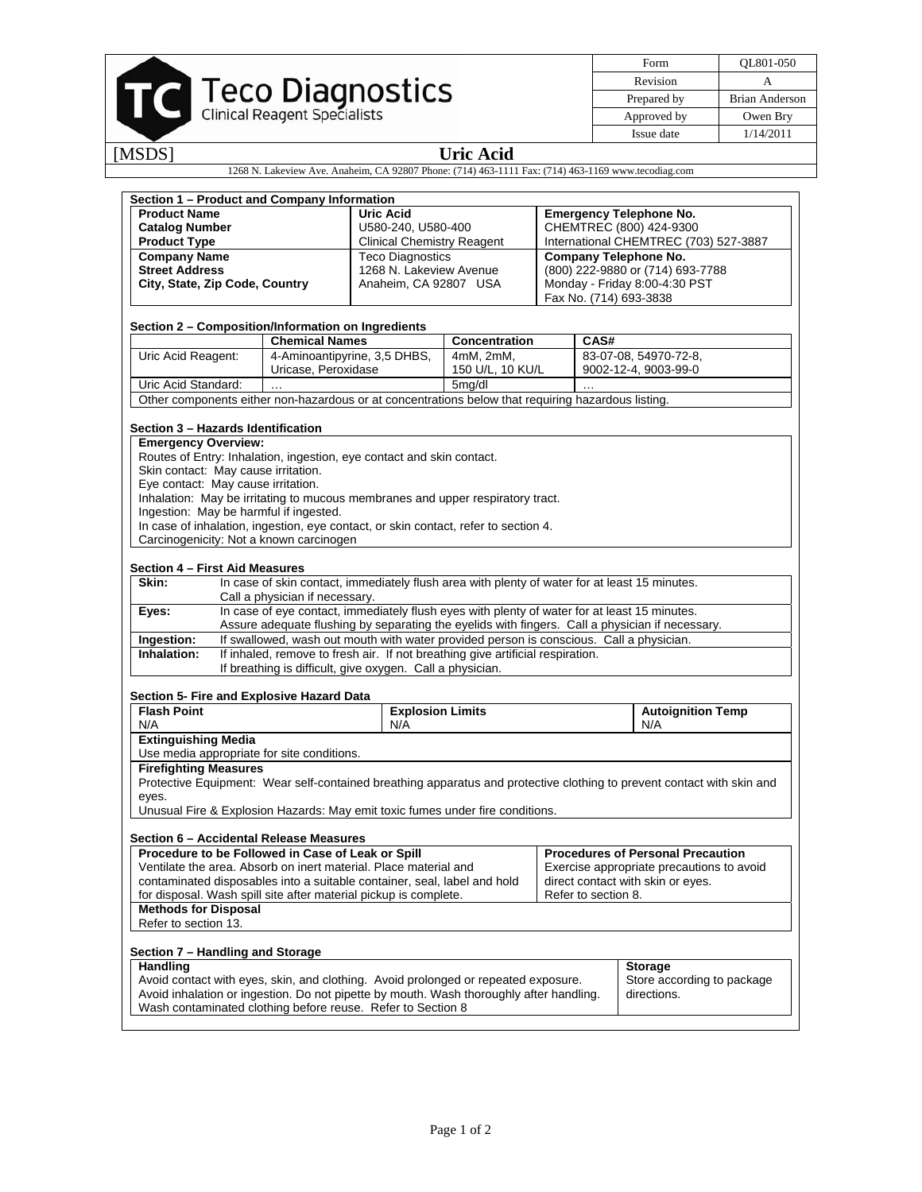**Teco Diagnostics**
Clinical Reagent Specialists

| Form | QL801-050 |
|---|---|
| Revision | A |
| Prepared by | Brian Anderson |
| Approved by | Owen Bry |
| Issue date | 1/14/2011 |

[MSDS] **Uric Acid**

1268 N. Lakeview Ave. Anaheim, CA 92807 Phone: (714) 463-1111 Fax: (714) 463-1169 www.tecodiag.com

### Section 1 – Product and Company Information

| | | |
|---|---|---|
| **Product Name** | **Uric Acid** | **Emergency Telephone No.** |
| **Catalog Number** | U580-240, U580-400 | CHEMTREC (800) 424-9300 |
| **Product Type** | Clinical Chemistry Reagent | International CHEMTREC (703) 527-3887 |
| **Company Name** | Teco Diagnostics | **Company Telephone No.** |
| **Street Address** | 1268 N. Lakeview Avenue | (800) 222-9880 or (714) 693-7788 |
| **City, State, Zip Code, Country** | Anaheim, CA 92807 USA | Monday - Friday 8:00-4:30 PST |
| | | Fax No. (714) 693-3838 |

### Section 2 – Composition/Information on Ingredients

| | Chemical Names | Concentration | CAS# |
|---|---|---|---|
| Uric Acid Reagent: | 4-Aminoantipyrine, 3,5 DHBS, Uricase, Peroxidase | 4mM, 2mM, 150 U/L, 10 KU/L | 83-07-08, 54970-72-8, 9002-12-4, 9003-99-0 |
| Uric Acid Standard: | … | 5mg/dl | … |

Other components either non-hazardous or at concentrations below that requiring hazardous listing.

### Section 3 – Hazards Identification

**Emergency Overview:**

Routes of Entry: Inhalation, ingestion, eye contact and skin contact.
Skin contact: May cause irritation.
Eye contact: May cause irritation.
Inhalation: May be irritating to mucous membranes and upper respiratory tract.
Ingestion: May be harmful if ingested.
In case of inhalation, ingestion, eye contact, or skin contact, refer to section 4.
Carcinogenicity: Not a known carcinogen

### Section 4 – First Aid Measures

| | |
|---|---|
| **Skin:** | In case of skin contact, immediately flush area with plenty of water for at least 15 minutes. Call a physician if necessary. |
| **Eyes:** | In case of eye contact, immediately flush eyes with plenty of water for at least 15 minutes. Assure adequate flushing by separating the eyelids with fingers. Call a physician if necessary. |
| **Ingestion:** | If swallowed, wash out mouth with water provided person is conscious. Call a physician. |
| **Inhalation:** | If inhaled, remove to fresh air. If not breathing give artificial respiration. If breathing is difficult, give oxygen. Call a physician. |

### Section 5- Fire and Explosive Hazard Data

| Flash Point | Explosion Limits | Autoignition Temp |
|---|---|---|
| N/A | N/A | N/A |

**Extinguishing Media**

Use media appropriate for site conditions.

**Firefighting Measures**

Protective Equipment: Wear self-contained breathing apparatus and protective clothing to prevent contact with skin and eyes.
Unusual Fire & Explosion Hazards: May emit toxic fumes under fire conditions.

### Section 6 – Accidental Release Measures

**Procedure to be Followed in Case of Leak or Spill**

Ventilate the area. Absorb on inert material. Place material and contaminated disposables into a suitable container, seal, label and hold for disposal. Wash spill site after material pickup is complete.

**Procedures of Personal Precaution**

Exercise appropriate precautions to avoid direct contact with skin or eyes. Refer to section 8.

**Methods for Disposal**

Refer to section 13.

### Section 7 – Handling and Storage

**Handling**

Avoid contact with eyes, skin, and clothing. Avoid prolonged or repeated exposure. Avoid inhalation or ingestion. Do not pipette by mouth. Wash thoroughly after handling. Wash contaminated clothing before reuse. Refer to Section 8

**Storage**

Store according to package directions.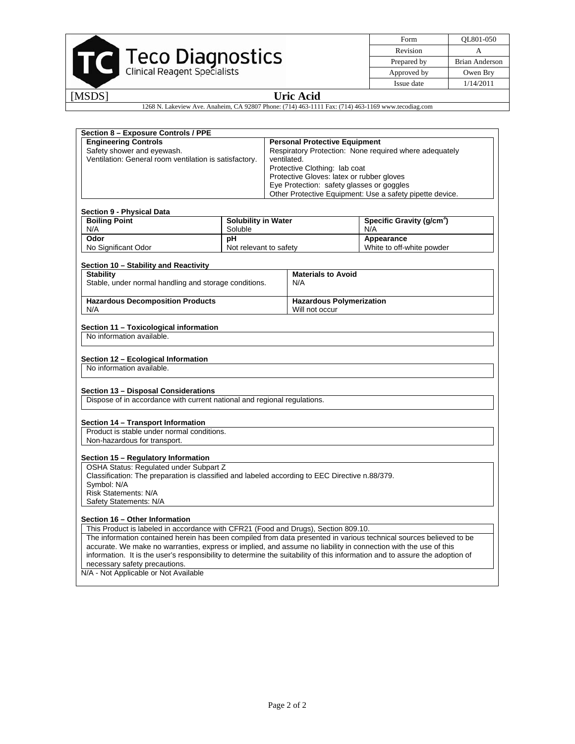| Teco Diagnostics Clinical Reagent Specialists | Form | QL801-050 |
|---|---|---|
| | Revision | A |
| | Prepared by | Brian Anderson |
| | Approved by | Owen Bry |
| | Issue date | 1/14/2011 |

[MSDS] **Uric Acid**

1268 N. Lakeview Ave. Anaheim, CA 92807 Phone: (714) 463-1111 Fax: (714) 463-1169 www.tecodiag.com

**Section 8 – Exposure Controls / PPE**

| **Engineering Controls** | **Personal Protective Equipment** |
|---|---|
| Safety shower and eyewash.<br>Ventilation: General room ventilation is satisfactory. | Respiratory Protection: None required where adequately ventilated.<br>Protective Clothing: lab coat<br>Protective Gloves: latex or rubber gloves<br>Eye Protection: safety glasses or goggles<br>Other Protective Equipment: Use a safety pipette device. |

**Section 9 - Physical Data**

| **Boiling Point** | **Solubility in Water** | **Specific Gravity (g/cm$^3$)** |
|---|---|---|
| N/A | Soluble | N/A |
| **Odor** | **pH** | **Appearance** |
| No Significant Odor | Not relevant to safety | White to off-white powder |

**Section 10 – Stability and Reactivity**

| **Stability** | **Materials to Avoid** |
|---|---|
| Stable, under normal handling and storage conditions. | N/A |
| **Hazardous Decomposition Products** | **Hazardous Polymerization** |
| N/A | Will not occur |

**Section 11 – Toxicological information**

No information available.

**Section 12 – Ecological Information**

No information available.

**Section 13 – Disposal Considerations**

Dispose of in accordance with current national and regional regulations.

**Section 14 – Transport Information**

Product is stable under normal conditions.
Non-hazardous for transport.

**Section 15 – Regulatory Information**

OSHA Status: Regulated under Subpart Z
Classification: The preparation is classified and labeled according to EEC Directive n.88/379.
Symbol: N/A
Risk Statements: N/A
Safety Statements: N/A

**Section 16 – Other Information**

This Product is labeled in accordance with CFR21 (Food and Drugs), Section 809.10.

The information contained herein has been compiled from data presented in various technical sources believed to be accurate. We make no warranties, express or implied, and assume no liability in connection with the use of this information. It is the user's responsibility to determine the suitability of this information and to assure the adoption of necessary safety precautions.

N/A - Not Applicable or Not Available